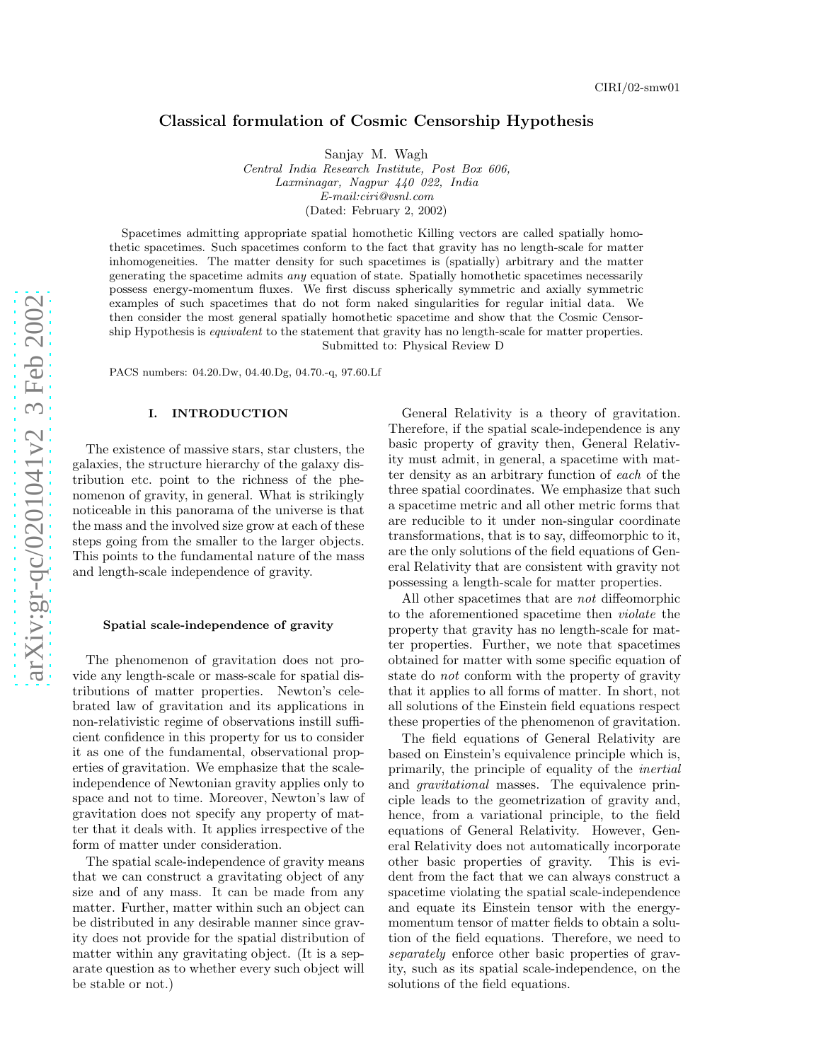CIRI/02-smw01

# Classical formulation of Cosmic Censorship Hypothesis

Sanjay M. Wagh
*Central India Research Institute, Post Box 606, Laxminagar, Nagpur 440 022, India*
*E-mail:ciri@vsnl.com*
(Dated: February 2, 2002)

Spacetimes admitting appropriate spatial homothetic Killing vectors are called spatially homothetic spacetimes. Such spacetimes conform to the fact that gravity has no length-scale for matter inhomogeneities. The matter density for such spacetimes is (spatially) arbitrary and the matter generating the spacetime admits *any* equation of state. Spatially homothetic spacetimes necessarily possess energy-momentum fluxes. We first discuss spherically symmetric and axially symmetric examples of such spacetimes that do not form naked singularities for regular initial data. We then consider the most general spatially homothetic spacetime and show that the Cosmic Censorship Hypothesis is *equivalent* to the statement that gravity has no length-scale for matter properties.

Submitted to: Physical Review D

PACS numbers: 04.20.Dw, 04.40.Dg, 04.70.-q, 97.60.Lf

## I. INTRODUCTION

The existence of massive stars, star clusters, the galaxies, the structure hierarchy of the galaxy distribution etc. point to the richness of the phenomenon of gravity, in general. What is strikingly noticeable in this panorama of the universe is that the mass and the involved size grow at each of these steps going from the smaller to the larger objects. This points to the fundamental nature of the mass and length-scale independence of gravity.

### Spatial scale-independence of gravity

The phenomenon of gravitation does not provide any length-scale or mass-scale for spatial distributions of matter properties. Newton's celebrated law of gravitation and its applications in non-relativistic regime of observations instill sufficient confidence in this property for us to consider it as one of the fundamental, observational properties of gravitation. We emphasize that the scale-independence of Newtonian gravity applies only to space and not to time. Moreover, Newton's law of gravitation does not specify any property of matter that it deals with. It applies irrespective of the form of matter under consideration.

The spatial scale-independence of gravity means that we can construct a gravitating object of any size and of any mass. It can be made from any matter. Further, matter within such an object can be distributed in any desirable manner since gravity does not provide for the spatial distribution of matter within any gravitating object. (It is a separate question as to whether every such object will be stable or not.)

General Relativity is a theory of gravitation. Therefore, if the spatial scale-independence is any basic property of gravity then, General Relativity must admit, in general, a spacetime with matter density as an arbitrary function of *each* of the three spatial coordinates. We emphasize that such a spacetime metric and all other metric forms that are reducible to it under non-singular coordinate transformations, that is to say, diffeomorphic to it, are the only solutions of the field equations of General Relativity that are consistent with gravity not possessing a length-scale for matter properties.

All other spacetimes that are *not* diffeomorphic to the aforementioned spacetime then *violate* the property that gravity has no length-scale for matter properties. Further, we note that spacetimes obtained for matter with some specific equation of state do *not* conform with the property of gravity that it applies to all forms of matter. In short, not all solutions of the Einstein field equations respect these properties of the phenomenon of gravitation.

The field equations of General Relativity are based on Einstein's equivalence principle which is, primarily, the principle of equality of the *inertial* and *gravitational* masses. The equivalence principle leads to the geometrization of gravity and, hence, from a variational principle, to the field equations of General Relativity. However, General Relativity does not automatically incorporate other basic properties of gravity. This is evident from the fact that we can always construct a spacetime violating the spatial scale-independence and equate its Einstein tensor with the energy-momentum tensor of matter fields to obtain a solution of the field equations. Therefore, we need to *separately* enforce other basic properties of gravity, such as its spatial scale-independence, on the solutions of the field equations.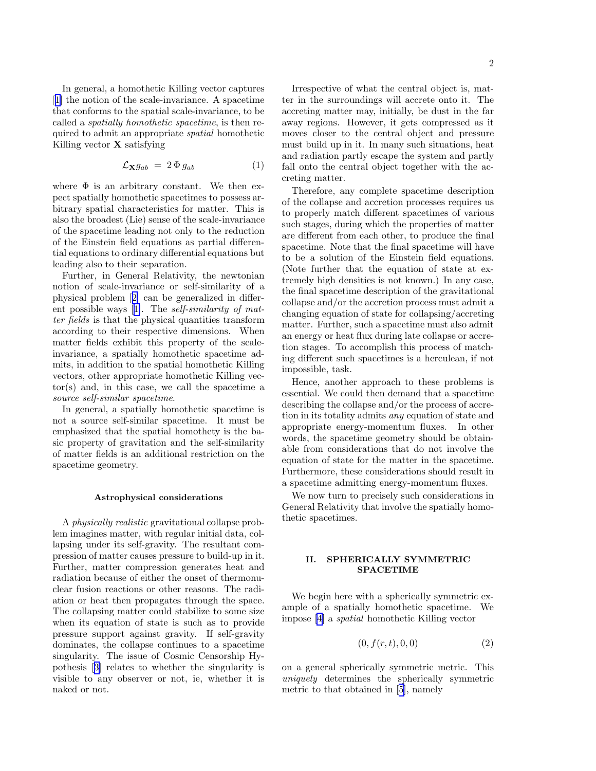In general, a homothetic Killing vector captures [1] the notion of the scale-invariance. A spacetime that conforms to the spatial scale-invariance, to be called a *spatially homothetic spacetime*, is then required to admit an appropriate *spatial* homothetic Killing vector $\mathbf{X}$ satisfying

$$\mathcal{L}_{\mathbf{X}} g_{ab} \;=\; 2\,\Phi\, g_{ab} \tag{1}$$

where $\Phi$ is an arbitrary constant. We then expect spatially homothetic spacetimes to possess arbitrary spatial characteristics for matter. This is also the broadest (Lie) sense of the scale-invariance of the spacetime leading not only to the reduction of the Einstein field equations as partial differential equations to ordinary differential equations but leading also to their separation.

Further, in General Relativity, the newtonian notion of scale-invariance or self-similarity of a physical problem [2] can be generalized in different possible ways [1]. The *self-similarity of matter fields* is that the physical quantities transform according to their respective dimensions. When matter fields exhibit this property of the scale-invariance, a spatially homothetic spacetime admits, in addition to the spatial homothetic Killing vectors, other appropriate homothetic Killing vector(s) and, in this case, we call the spacetime a *source self-similar spacetime*.

In general, a spatially homothetic spacetime is not a source self-similar spacetime. It must be emphasized that the spatial homothety is the basic property of gravitation and the self-similarity of matter fields is an additional restriction on the spacetime geometry.

**Astrophysical considerations**

A *physically realistic* gravitational collapse problem imagines matter, with regular initial data, collapsing under its self-gravity. The resultant compression of matter causes pressure to build-up in it. Further, matter compression generates heat and radiation because of either the onset of thermonuclear fusion reactions or other reasons. The radiation or heat then propagates through the space. The collapsing matter could stabilize to some size when its equation of state is such as to provide pressure support against gravity. If self-gravity dominates, the collapse continues to a spacetime singularity. The issue of Cosmic Censorship Hypothesis [3] relates to whether the singularity is visible to any observer or not, ie, whether it is naked or not.

Irrespective of what the central object is, matter in the surroundings will accrete onto it. The accreting matter may, initially, be dust in the far away regions. However, it gets compressed as it moves closer to the central object and pressure must build up in it. In many such situations, heat and radiation partly escape the system and partly fall onto the central object together with the accreting matter.

Therefore, any complete spacetime description of the collapse and accretion processes requires us to properly match different spacetimes of various such stages, during which the properties of matter are different from each other, to produce the final spacetime. Note that the final spacetime will have to be a solution of the Einstein field equations. (Note further that the equation of state at extremely high densities is not known.) In any case, the final spacetime description of the gravitational collapse and/or the accretion process must admit a changing equation of state for collapsing/accreting matter. Further, such a spacetime must also admit an energy or heat flux during late collapse or accretion stages. To accomplish this process of matching different such spacetimes is a herculean, if not impossible, task.

Hence, another approach to these problems is essential. We could then demand that a spacetime describing the collapse and/or the process of accretion in its totality admits *any* equation of state and appropriate energy-momentum fluxes. In other words, the spacetime geometry should be obtainable from considerations that do not involve the equation of state for the matter in the spacetime. Furthermore, these considerations should result in a spacetime admitting energy-momentum fluxes.

We now turn to precisely such considerations in General Relativity that involve the spatially homothetic spacetimes.

## II. SPHERICALLY SYMMETRIC SPACETIME

We begin here with a spherically symmetric example of a spatially homothetic spacetime. We impose [4] a *spatial* homothetic Killing vector

$$(0, f(r,t), 0, 0) \tag{2}$$

on a general spherically symmetric metric. This *uniquely* determines the spherically symmetric metric to that obtained in [5], namely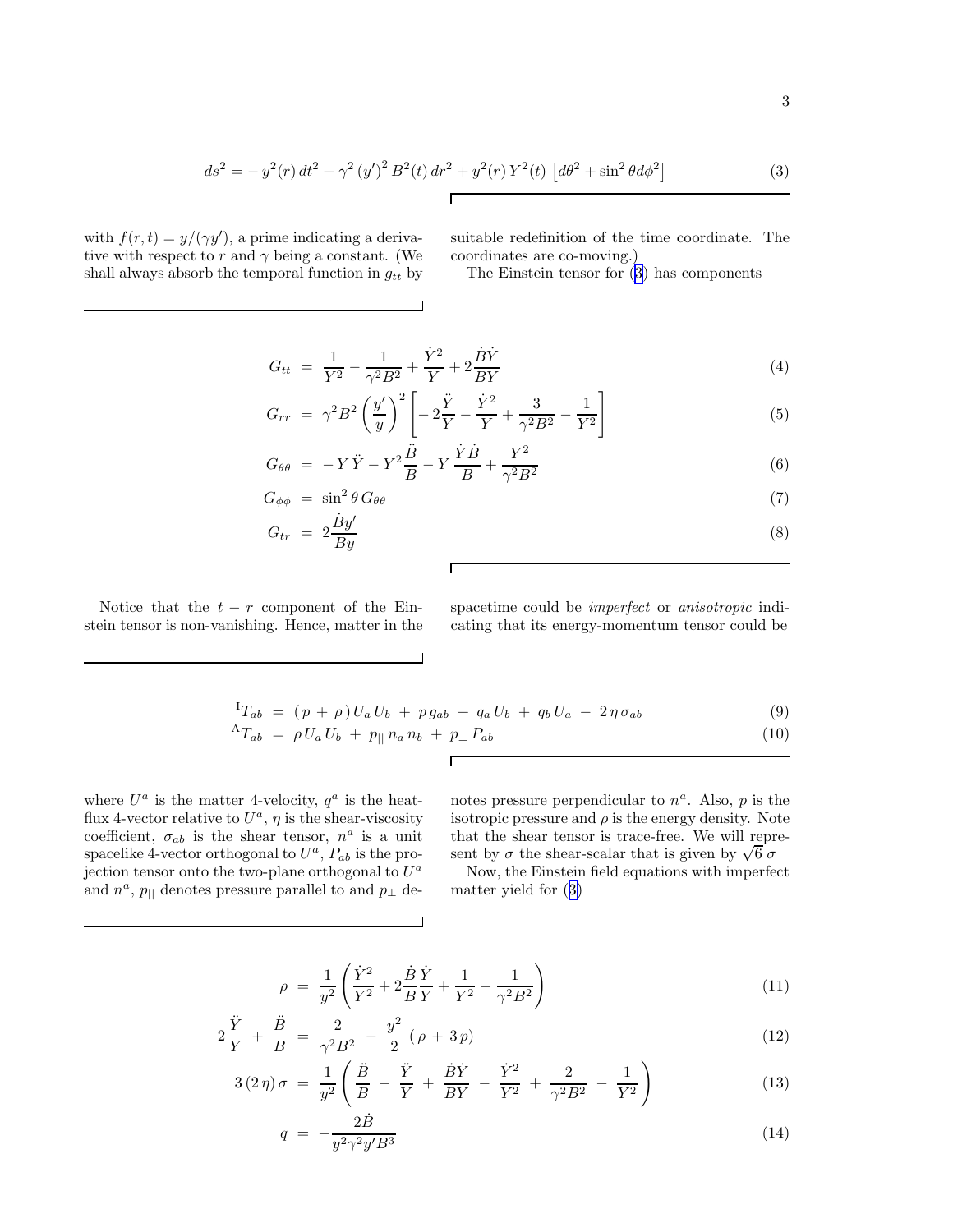$$ds^2 = -\,y^2(r)\,dt^2 + \gamma^2\,(y')^2\,B^2(t)\,dr^2 + y^2(r)\,Y^2(t)\,\left[d\theta^2 + \sin^2\theta d\phi^2\right] \tag{3}$$

with $f(r,t) = y/(\gamma y')$, a prime indicating a derivative with respect to $r$ and $\gamma$ being a constant. (We shall always absorb the temporal function in $g_{tt}$ by suitable redefinition of the time coordinate. The coordinates are co-moving.)

The Einstein tensor for (3) has components

$$G_{tt} \;=\; \frac{1}{Y^2} - \frac{1}{\gamma^2 B^2} + \frac{\dot{Y}^2}{Y} + 2\frac{\dot{B}\dot{Y}}{BY} \tag{4}$$

$$G_{rr} \;=\; \gamma^2 B^2 \left(\frac{y'}{y}\right)^2 \left[-2\frac{\ddot{Y}}{Y} - \frac{\dot{Y}^2}{Y} + \frac{3}{\gamma^2 B^2} - \frac{1}{Y^2}\right] \tag{5}$$

$$G_{\theta\theta} \;=\; -\,Y\,\ddot{Y} - Y^2\frac{\ddot{B}}{B} - Y\,\frac{\dot{Y}\dot{B}}{B} + \frac{Y^2}{\gamma^2 B^2} \tag{6}$$

$$G_{\phi\phi} \;=\; \sin^2\theta\,G_{\theta\theta} \tag{7}$$

$$G_{tr} \;=\; 2\frac{\dot{B}y'}{By} \tag{8}$$

Notice that the $t-r$ component of the Einstein tensor is non-vanishing. Hence, matter in the spacetime could be *imperfect* or *anisotropic* indicating that its energy-momentum tensor could be

$${}^{\mathrm{I}}T_{ab} \;=\; (\,p \,+\, \rho\,)\,U_a\,U_b \;+\; p\,g_{ab} \;+\; q_a\,U_b \;+\; q_b\,U_a \;-\; 2\,\eta\,\sigma_{ab} \tag{9}$$

$${}^{\mathrm{A}}T_{ab} \;=\; \rho\,U_a\,U_b \;+\; p_{||}\,n_a\,n_b \;+\; p_{\perp}\,P_{ab} \tag{10}$$

where $U^a$ is the matter 4-velocity, $q^a$ is the heat-flux 4-vector relative to $U^a$, $\eta$ is the shear-viscosity coefficient, $\sigma_{ab}$ is the shear tensor, $n^a$ is a unit spacelike 4-vector orthogonal to $U^a$, $P_{ab}$ is the projection tensor onto the two-plane orthogonal to $U^a$ and $n^a$, $p_{||}$ denotes pressure parallel to and $p_{\perp}$ denotes pressure perpendicular to $n^a$. Also, $p$ is the isotropic pressure and $\rho$ is the energy density. Note that the shear tensor is trace-free. We will represent by $\sigma$ the shear-scalar that is given by $\sqrt{6}\,\sigma$

Now, the Einstein field equations with imperfect matter yield for (3)

$$\rho \;=\; \frac{1}{y^2}\left(\frac{\dot{Y}^2}{Y^2} + 2\frac{\dot{B}}{B}\frac{\dot{Y}}{Y} + \frac{1}{Y^2} - \frac{1}{\gamma^2 B^2}\right) \tag{11}$$

$$2\,\frac{\ddot{Y}}{Y} \;+\; \frac{\ddot{B}}{B} \;=\; \frac{2}{\gamma^2 B^2} \;-\; \frac{y^2}{2}\,\left(\,\rho \,+\, 3\,p\right) \tag{12}$$

$$3\,(2\,\eta)\,\sigma \;=\; \frac{1}{y^2}\left(\,\frac{\ddot{B}}{B} \;-\; \frac{\ddot{Y}}{Y} \;+\; \frac{\dot{B}\dot{Y}}{BY} \;-\; \frac{\dot{Y}^2}{Y^2} \;+\; \frac{2}{\gamma^2 B^2} \;-\; \frac{1}{Y^2}\right) \tag{13}$$

$$q \;=\; -\frac{2\dot{B}}{y^2\gamma^2 y' B^3} \tag{14}$$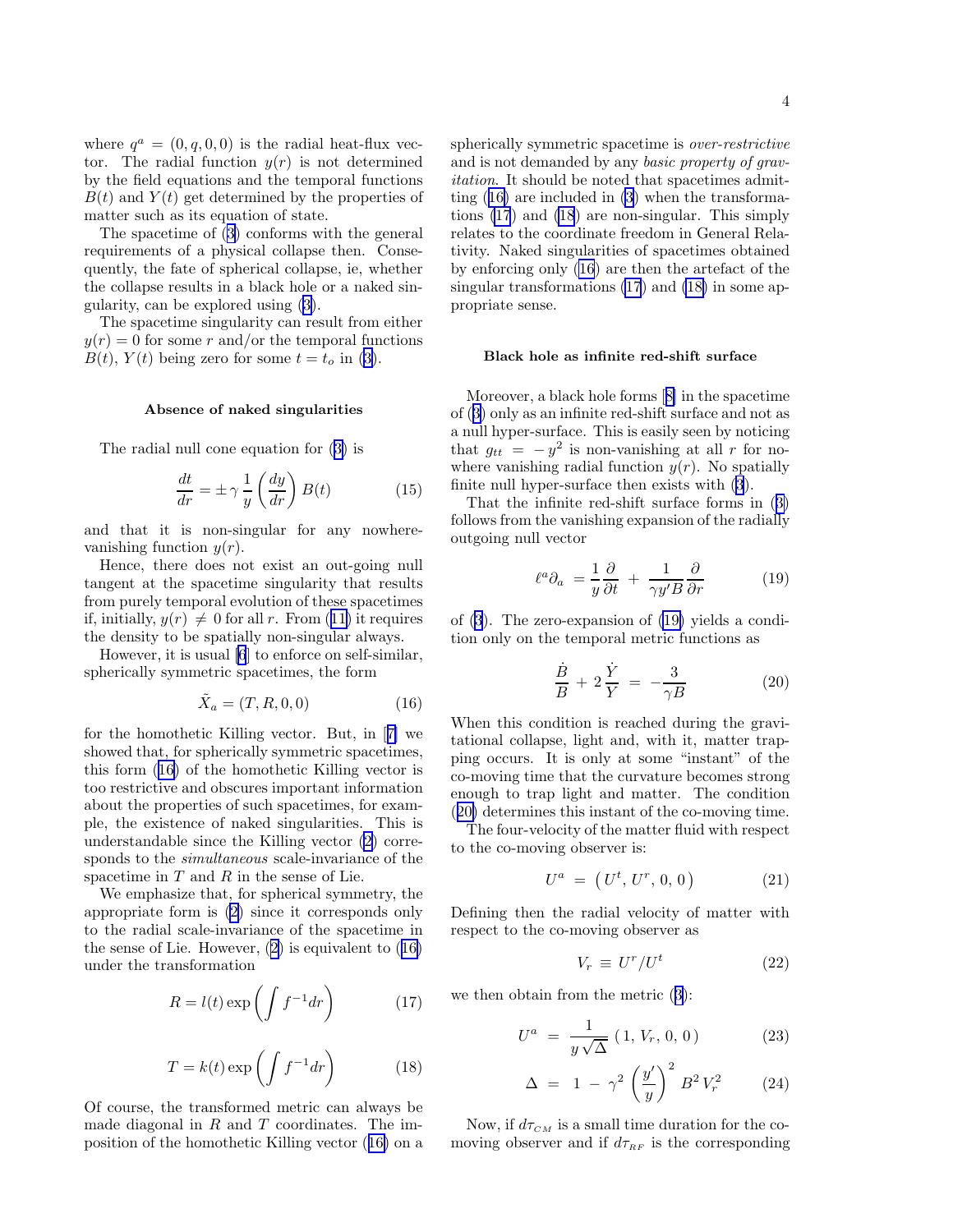where $q^a = (0, q, 0, 0)$ is the radial heat-flux vector. The radial function $y(r)$ is not determined by the field equations and the temporal functions $B(t)$ and $Y(t)$ get determined by the properties of matter such as its equation of state.

The spacetime of (3) conforms with the general requirements of a physical collapse then. Consequently, the fate of spherical collapse, ie, whether the collapse results in a black hole or a naked singularity, can be explored using (3).

The spacetime singularity can result from either $y(r) = 0$ for some $r$ and/or the temporal functions $B(t)$, $Y(t)$ being zero for some $t = t_o$ in (3).

### Absence of naked singularities

The radial null cone equation for (3) is

$$\frac{dt}{dr} = \pm\, \gamma\, \frac{1}{y} \left(\frac{dy}{dr}\right) B(t) \tag{15}$$

and that it is non-singular for any nowhere-vanishing function $y(r)$.

Hence, there does not exist an out-going null tangent at the spacetime singularity that results from purely temporal evolution of these spacetimes if, initially, $y(r) \neq 0$ for all $r$. From (11) it requires the density to be spatially non-singular always.

However, it is usual [6] to enforce on self-similar, spherically symmetric spacetimes, the form

$$\tilde{X}_a = (T, R, 0, 0) \tag{16}$$

for the homothetic Killing vector. But, in [7] we showed that, for spherically symmetric spacetimes, this form (16) of the homothetic Killing vector is too restrictive and obscures important information about the properties of such spacetimes, for example, the existence of naked singularities. This is understandable since the Killing vector (2) corresponds to the *simultaneous* scale-invariance of the spacetime in $T$ and $R$ in the sense of Lie.

We emphasize that, for spherical symmetry, the appropriate form is (2) since it corresponds only to the radial scale-invariance of the spacetime in the sense of Lie. However, (2) is equivalent to (16) under the transformation

$$R = l(t) \exp\left(\int f^{-1} dr\right) \tag{17}$$

$$T = k(t) \exp\left(\int f^{-1} dr\right) \tag{18}$$

Of course, the transformed metric can always be made diagonal in $R$ and $T$ coordinates. The imposition of the homothetic Killing vector (16) on a spherically symmetric spacetime is *over-restrictive* and is not demanded by any *basic property of gravitation*. It should be noted that spacetimes admitting (16) are included in (3) when the transformations (17) and (18) are non-singular. This simply relates to the coordinate freedom in General Relativity. Naked singularities of spacetimes obtained by enforcing only (16) are then the artefact of the singular transformations (17) and (18) in some appropriate sense.

### Black hole as infinite red-shift surface

Moreover, a black hole forms [8] in the spacetime of (3) only as an infinite red-shift surface and not as a null hyper-surface. This is easily seen by noticing that $g_{tt} = -y^2$ is non-vanishing at all $r$ for nowhere vanishing radial function $y(r)$. No spatially finite null hyper-surface then exists with (3).

That the infinite red-shift surface forms in (3) follows from the vanishing expansion of the radially outgoing null vector

$$\ell^a \partial_a \;= \frac{1}{y}\frac{\partial}{\partial t} \;+\; \frac{1}{\gamma y' B}\frac{\partial}{\partial r} \tag{19}$$

of (3). The zero-expansion of (19) yields a condition only on the temporal metric functions as

$$\frac{\dot{B}}{B} \,+\, 2\,\frac{\dot{Y}}{Y} \;=\; -\frac{3}{\gamma B} \tag{20}$$

When this condition is reached during the gravitational collapse, light and, with it, matter trapping occurs. It is only at some "instant" of the co-moving time that the curvature becomes strong enough to trap light and matter. The condition (20) determines this instant of the co-moving time.

The four-velocity of the matter fluid with respect to the co-moving observer is:

$$U^a \;=\; \left(\, U^t,\, U^r,\, 0,\, 0\,\right) \tag{21}$$

Defining then the radial velocity of matter with respect to the co-moving observer as

$$V_r \;\equiv\; U^r / U^t \tag{22}$$

we then obtain from the metric (3):

$$U^a \;=\; \frac{1}{y\,\sqrt{\Delta}}\;(\,1,\, V_r,\, 0,\, 0\,) \tag{23}$$

$$\Delta \;=\; 1 \,-\, \gamma^2 \left(\frac{y'}{y}\right)^2 B^2\, V_r^2 \tag{24}$$

Now, if $d\tau_{_{CM}}$ is a small time duration for the co-moving observer and if $d\tau_{_{RF}}$ is the corresponding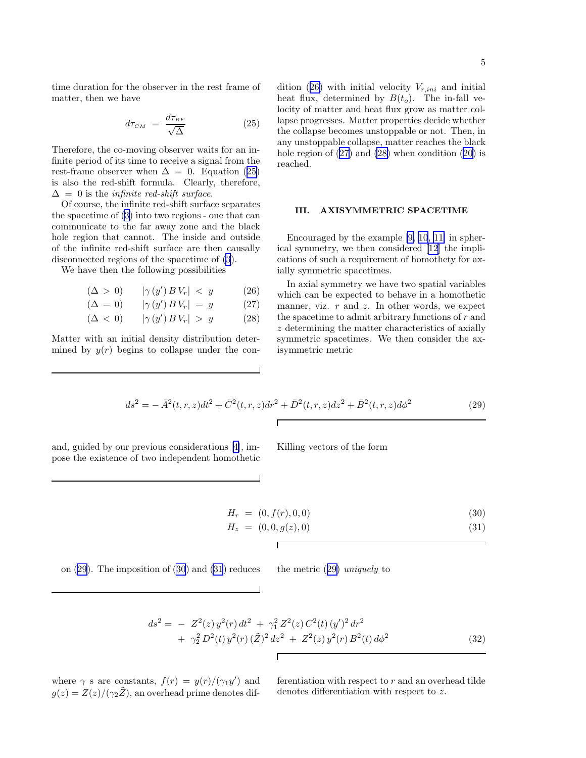time duration for the observer in the rest frame of matter, then we have

$$d\tau_{CM} \ = \ \frac{d\tau_{RF}}{\sqrt{\Delta}} \tag{25}$$

Therefore, the co-moving observer waits for an infinite period of its time to receive a signal from the rest-frame observer when $\Delta = 0$. Equation (25) is also the red-shift formula. Clearly, therefore, $\Delta = 0$ is the *infinite red-shift surface*.

Of course, the infinite red-shift surface separates the spacetime of (3) into two regions - one that can communicate to the far away zone and the black hole region that cannot. The inside and outside of the infinite red-shift surface are then causally disconnected regions of the spacetime of (3).

We have then the following possibilities

$$(\Delta > 0) \qquad |\gamma\,(y')\,B\,V_r| \ < \ y \tag{26}$$

$$(\Delta = 0) \qquad |\gamma\,(y')\,B\,V_r| \ = \ y \tag{27}$$

$$(\Delta < 0) \qquad |\gamma\,(y')\,B\,V_r| \ > \ y \tag{28}$$

Matter with an initial density distribution determined by $y(r)$ begins to collapse under the condition (26) with initial velocity $V_{r,ini}$ and initial heat flux, determined by $B(t_o)$. The in-fall velocity of matter and heat flux grow as matter collapse progresses. Matter properties decide whether the collapse becomes unstoppable or not. Then, in any unstoppable collapse, matter reaches the black hole region of (27) and (28) when condition (20) is reached.

## III. AXISYMMETRIC SPACETIME

Encouraged by the example [9, 10, 11] in spherical symmetry, we then considered [12] the implications of such a requirement of homothety for axially symmetric spacetimes.

In axial symmetry we have two spatial variables which can be expected to behave in a homothetic manner, viz. $r$ and $z$. In other words, we expect the spacetime to admit arbitrary functions of $r$ and $z$ determining the matter characteristics of axially symmetric spacetimes. We then consider the axisymmetric metric

$$ds^2 = -\bar{A}^2(t,r,z)dt^2 + \bar{C}^2(t,r,z)dr^2 + \bar{D}^2(t,r,z)dz^2 + \bar{B}^2(t,r,z)d\phi^2 \tag{29}$$

and, guided by our previous considerations [4], impose the existence of two independent homothetic Killing vectors of the form

$$H_r \ = \ (0, f(r), 0, 0) \tag{30}$$

$$H_z \ = \ (0, 0, g(z), 0) \tag{31}$$

on (29). The imposition of (30) and (31) reduces the metric (29) *uniquely* to

$$\begin{aligned} ds^2 = \ &- \ Z^2(z)\,y^2(r)\,dt^2 \ + \ \gamma_1^2\,Z^2(z)\,C^2(t)\,(y')^2\,dr^2 \\ &+ \ \gamma_2^2\,D^2(t)\,y^2(r)\,(\tilde{Z})^2\,dz^2 \ + \ Z^2(z)\,y^2(r)\,B^2(t)\,d\phi^2 \end{aligned} \tag{32}$$

where $\gamma$ s are constants, $f(r) = y(r)/(\gamma_1 y')$ and $g(z) = Z(z)/(\gamma_2 \tilde{Z})$, an overhead prime denotes differentiation with respect to $r$ and an overhead tilde denotes differentiation with respect to $z$.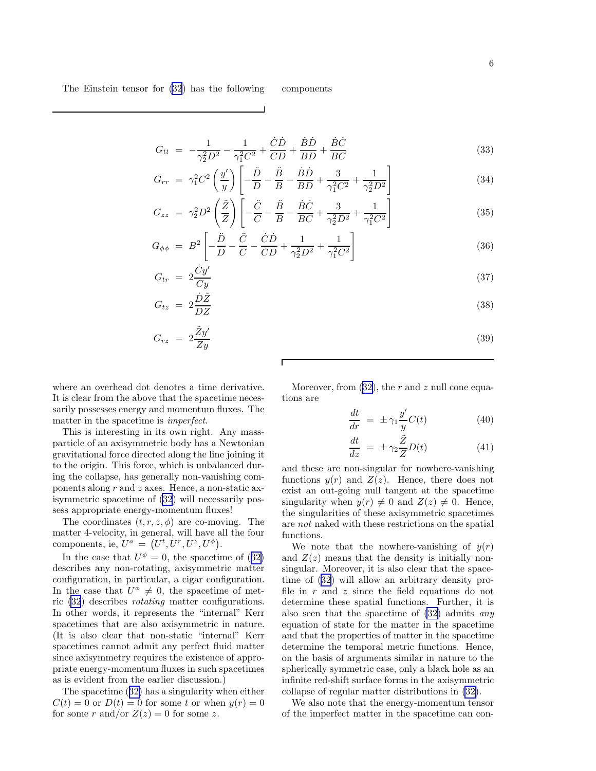The Einstein tensor for (32) has the following components

$$G_{tt} = -\frac{1}{\gamma_2^2 D^2} - \frac{1}{\gamma_1^2 C^2} + \frac{\dot{C}\dot{D}}{CD} + \frac{\dot{B}\dot{D}}{BD} + \frac{\dot{B}\dot{C}}{BC} \tag{33}$$

$$G_{rr} = \gamma_1^2 C^2 \left(\frac{y'}{y}\right) \left[ -\frac{\ddot{D}}{D} - \frac{\ddot{B}}{B} - \frac{\dot{B}\dot{D}}{BD} + \frac{3}{\gamma_1^2 C^2} + \frac{1}{\gamma_2^2 D^2} \right] \tag{34}$$

$$G_{zz} = \gamma_2^2 D^2 \left(\frac{\tilde{Z}}{Z}\right) \left[ -\frac{\ddot{C}}{C} - \frac{\ddot{B}}{B} - \frac{\dot{B}\dot{C}}{BC} + \frac{3}{\gamma_2^2 D^2} + \frac{1}{\gamma_1^2 C^2} \right] \tag{35}$$

$$G_{\phi\phi} = B^2 \left[ -\frac{\ddot{D}}{D} - \frac{\ddot{C}}{C} - \frac{\dot{C}\dot{D}}{CD} + \frac{1}{\gamma_2^2 D^2} + \frac{1}{\gamma_1^2 C^2} \right] \tag{36}$$

$$G_{tr} = 2\frac{\dot{C}y'}{Cy} \tag{37}$$

$$G_{tz} = 2\frac{\dot{D}\tilde{Z}}{DZ} \tag{38}$$

$$G_{rz} = 2\frac{\tilde{Z}y'}{Zy} \tag{39}$$

where an overhead dot denotes a time derivative. It is clear from the above that the spacetime necessarily possesses energy and momentum fluxes. The matter in the spacetime is *imperfect*.

This is interesting in its own right. Any mass-particle of an axisymmetric body has a Newtonian gravitational force directed along the line joining it to the origin. This force, which is unbalanced during the collapse, has generally non-vanishing components along $r$ and $z$ axes. Hence, a non-static axisymmetric spacetime of (32) will necessarily possess appropriate energy-momentum fluxes!

The coordinates $(t, r, z, \phi)$ are co-moving. The matter 4-velocity, in general, will have all the four components, ie, $U^a = \left(U^t, U^r, U^z, U^\phi\right)$.

In the case that $U^\phi = 0$, the spacetime of (32) describes any non-rotating, axisymmetric matter configuration, in particular, a cigar configuration. In the case that $U^\phi \neq 0$, the spacetime of metric (32) describes *rotating* matter configurations. In other words, it represents the "internal" Kerr spacetimes that are also axisymmetric in nature. (It is also clear that non-static "internal" Kerr spacetimes cannot admit any perfect fluid matter since axisymmetry requires the existence of appropriate energy-momentum fluxes in such spacetimes as is evident from the earlier discussion.)

The spacetime (32) has a singularity when either $C(t) = 0$ or $D(t) = 0$ for some $t$ or when $y(r) = 0$ for some $r$ and/or $Z(z) = 0$ for some $z$.

Moreover, from (32), the $r$ and $z$ null cone equations are

$$\frac{dt}{dr} = \pm\gamma_1 \frac{y'}{y} C(t) \tag{40}$$

$$\frac{dt}{dz} = \pm\gamma_2 \frac{\tilde{Z}}{Z} D(t) \tag{41}$$

and these are non-singular for nowhere-vanishing functions $y(r)$ and $Z(z)$. Hence, there does not exist an out-going null tangent at the spacetime singularity when $y(r) \neq 0$ and $Z(z) \neq 0$. Hence, the singularities of these axisymmetric spacetimes are *not* naked with these restrictions on the spatial functions.

We note that the nowhere-vanishing of $y(r)$ and $Z(z)$ means that the density is initially non-singular. Moreover, it is also clear that the spacetime of (32) will allow an arbitrary density profile in $r$ and $z$ since the field equations do not determine these spatial functions. Further, it is also seen that the spacetime of (32) admits *any* equation of state for the matter in the spacetime and that the properties of matter in the spacetime determine the temporal metric functions. Hence, on the basis of arguments similar in nature to the spherically symmetric case, only a black hole as an infinite red-shift surface forms in the axisymmetric collapse of regular matter distributions in (32).

We also note that the energy-momentum tensor of the imperfect matter in the spacetime can con-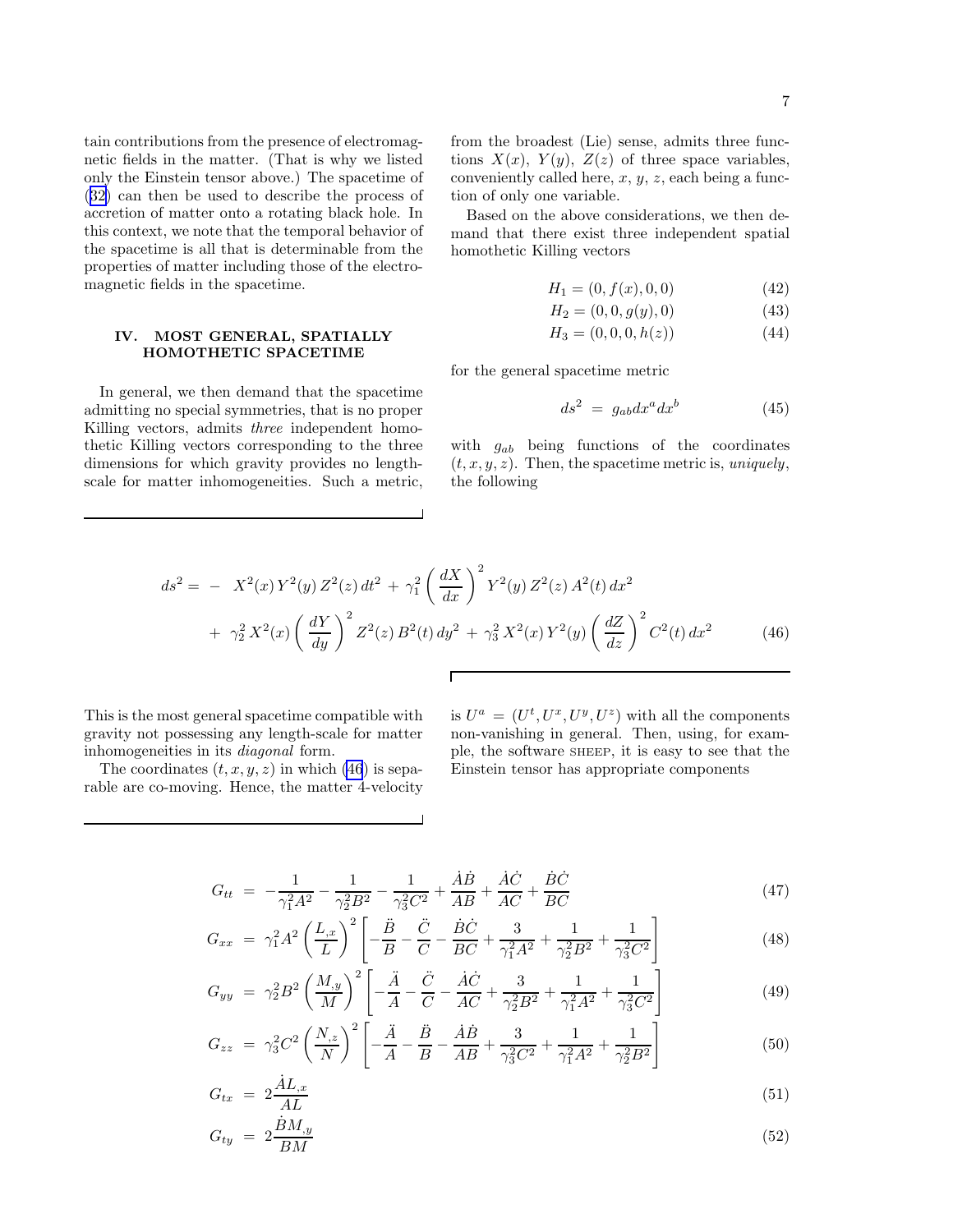tain contributions from the presence of electromagnetic fields in the matter. (That is why we listed only the Einstein tensor above.) The spacetime of (32) can then be used to describe the process of accretion of matter onto a rotating black hole. In this context, we note that the temporal behavior of the spacetime is all that is determinable from the properties of matter including those of the electromagnetic fields in the spacetime.

## IV. MOST GENERAL, SPATIALLY HOMOTHETIC SPACETIME

In general, we then demand that the spacetime admitting no special symmetries, that is no proper Killing vectors, admits *three* independent homothetic Killing vectors corresponding to the three dimensions for which gravity provides no length-scale for matter inhomogeneities. Such a metric, from the broadest (Lie) sense, admits three functions $X(x)$, $Y(y)$, $Z(z)$ of three space variables, conveniently called here, $x$, $y$, $z$, each being a function of only one variable.

Based on the above considerations, we then demand that there exist three independent spatial homothetic Killing vectors

$$H_1 = (0, f(x), 0, 0) \tag{42}$$

$$H_2 = (0, 0, g(y), 0) \tag{43}$$

$$H_3 = (0, 0, 0, h(z)) \tag{44}$$

for the general spacetime metric

$$ds^2 \;=\; g_{ab}dx^a dx^b \tag{45}$$

with $g_{ab}$ being functions of the coordinates $(t, x, y, z)$. Then, the spacetime metric is, *uniquely*, the following

$$
\begin{aligned}
ds^2 = \; -\; & X^2(x)\, Y^2(y)\, Z^2(z)\, dt^2 \;+\; \gamma_1^2 \left(\frac{dX}{dx}\right)^2 Y^2(y)\, Z^2(z)\, A^2(t)\, dx^2 \\
&+\; \gamma_2^2\, X^2(x) \left(\frac{dY}{dy}\right)^2 Z^2(z)\, B^2(t)\, dy^2 \;+\; \gamma_3^2\, X^2(x)\, Y^2(y) \left(\frac{dZ}{dz}\right)^2 C^2(t)\, dx^2
\end{aligned} \tag{46}
$$

This is the most general spacetime compatible with gravity not possessing any length-scale for matter inhomogeneities in its *diagonal* form.

The coordinates $(t, x, y, z)$ in which (46) is separable are co-moving. Hence, the matter 4-velocity is $U^a = (U^t, U^x, U^y, U^z)$ with all the components non-vanishing in general. Then, using, for example, the software SHEEP, it is easy to see that the Einstein tensor has appropriate components

$$G_{tt} \;=\; -\frac{1}{\gamma_1^2 A^2} - \frac{1}{\gamma_2^2 B^2} - \frac{1}{\gamma_3^2 C^2} + \frac{\dot{A}\dot{B}}{AB} + \frac{\dot{A}\dot{C}}{AC} + \frac{\dot{B}\dot{C}}{BC} \tag{47}$$

$$G_{xx} \;=\; \gamma_1^2 A^2 \left(\frac{L_{,x}}{L}\right)^2 \left[-\frac{\ddot{B}}{B} - \frac{\ddot{C}}{C} - \frac{\dot{B}\dot{C}}{BC} + \frac{3}{\gamma_1^2 A^2} + \frac{1}{\gamma_2^2 B^2} + \frac{1}{\gamma_3^2 C^2}\right] \tag{48}$$

$$G_{yy} \;=\; \gamma_2^2 B^2 \left(\frac{M_{,y}}{M}\right)^2 \left[-\frac{\ddot{A}}{A} - \frac{\ddot{C}}{C} - \frac{\dot{A}\dot{C}}{AC} + \frac{3}{\gamma_2^2 B^2} + \frac{1}{\gamma_1^2 A^2} + \frac{1}{\gamma_3^2 C^2}\right] \tag{49}$$

$$G_{zz} \;=\; \gamma_3^2 C^2 \left(\frac{N_{,z}}{N}\right)^2 \left[-\frac{\ddot{A}}{A} - \frac{\ddot{B}}{B} - \frac{\dot{A}\dot{B}}{AB} + \frac{3}{\gamma_3^2 C^2} + \frac{1}{\gamma_1^2 A^2} + \frac{1}{\gamma_2^2 B^2}\right] \tag{50}$$

$$G_{tx} \;=\; 2\frac{\dot{A}L_{,x}}{AL} \tag{51}$$

$$G_{ty} \;=\; 2\frac{\dot{B}M_{,y}}{BM} \tag{52}$$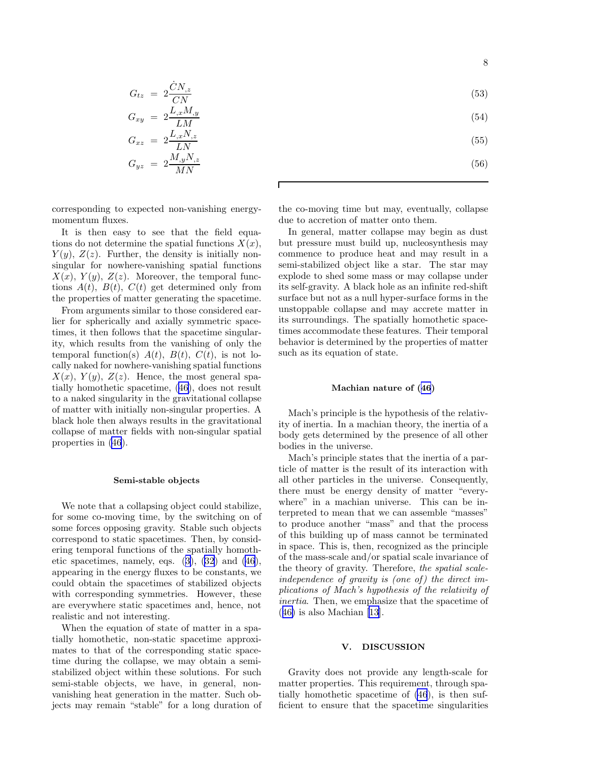$$G_{tz} = 2\frac{\dot{C}N_{,z}}{CN} \tag{53}$$

$$G_{xy} = 2\frac{L_{,x}M_{,y}}{LM} \tag{54}$$

$$G_{xz} = 2\frac{L_{,x}N_{,z}}{LN} \tag{55}$$

$$G_{yz} = 2\frac{M_{,y}N_{,z}}{MN} \tag{56}$$

corresponding to expected non-vanishing energy-momentum fluxes.

It is then easy to see that the field equations do not determine the spatial functions $X(x)$, $Y(y)$, $Z(z)$. Further, the density is initially non-singular for nowhere-vanishing spatial functions $X(x)$, $Y(y)$, $Z(z)$. Moreover, the temporal functions $A(t)$, $B(t)$, $C(t)$ get determined only from the properties of matter generating the spacetime.

From arguments similar to those considered earlier for spherically and axially symmetric spacetimes, it then follows that the spacetime singularity, which results from the vanishing of only the temporal function(s) $A(t)$, $B(t)$, $C(t)$, is not locally naked for nowhere-vanishing spatial functions $X(x)$, $Y(y)$, $Z(z)$. Hence, the most general spatially homothetic spacetime, (46), does not result to a naked singularity in the gravitational collapse of matter with initially non-singular properties. A black hole then always results in the gravitational collapse of matter fields with non-singular spatial properties in (46).

### Semi-stable objects

We note that a collapsing object could stabilize, for some co-moving time, by the switching on of some forces opposing gravity. Stable such objects correspond to static spacetimes. Then, by considering temporal functions of the spatially homothetic spacetimes, namely, eqs. (3), (32) and (46), appearing in the energy fluxes to be constants, we could obtain the spacetimes of stabilized objects with corresponding symmetries. However, these are everywhere static spacetimes and, hence, not realistic and not interesting.

When the equation of state of matter in a spatially homothetic, non-static spacetime approximates to that of the corresponding static spacetime during the collapse, we may obtain a semi-stabilized object within these solutions. For such semi-stable objects, we have, in general, non-vanishing heat generation in the matter. Such objects may remain "stable" for a long duration of the co-moving time but may, eventually, collapse due to accretion of matter onto them.

In general, matter collapse may begin as dust but pressure must build up, nucleosynthesis may commence to produce heat and may result in a semi-stabilized object like a star. The star may explode to shed some mass or may collapse under its self-gravity. A black hole as an infinite red-shift surface but not as a null hyper-surface forms in the unstoppable collapse and may accrete matter in its surroundings. The spatially homothetic spacetimes accommodate these features. Their temporal behavior is determined by the properties of matter such as its equation of state.

### Machian nature of (46)

Mach's principle is the hypothesis of the relativity of inertia. In a machian theory, the inertia of a body gets determined by the presence of all other bodies in the universe.

Mach's principle states that the inertia of a particle of matter is the result of its interaction with all other particles in the universe. Consequently, there must be energy density of matter "everywhere" in a machian universe. This can be interpreted to mean that we can assemble "masses" to produce another "mass" and that the process of this building up of mass cannot be terminated in space. This is, then, recognized as the principle of the mass-scale and/or spatial scale invariance of the theory of gravity. Therefore, *the spatial scale-independence of gravity is (one of) the direct implications of Mach's hypothesis of the relativity of inertia*. Then, we emphasize that the spacetime of (46) is also Machian [13].

## V. DISCUSSION

Gravity does not provide any length-scale for matter properties. This requirement, through spatially homothetic spacetime of (46), is then sufficient to ensure that the spacetime singularities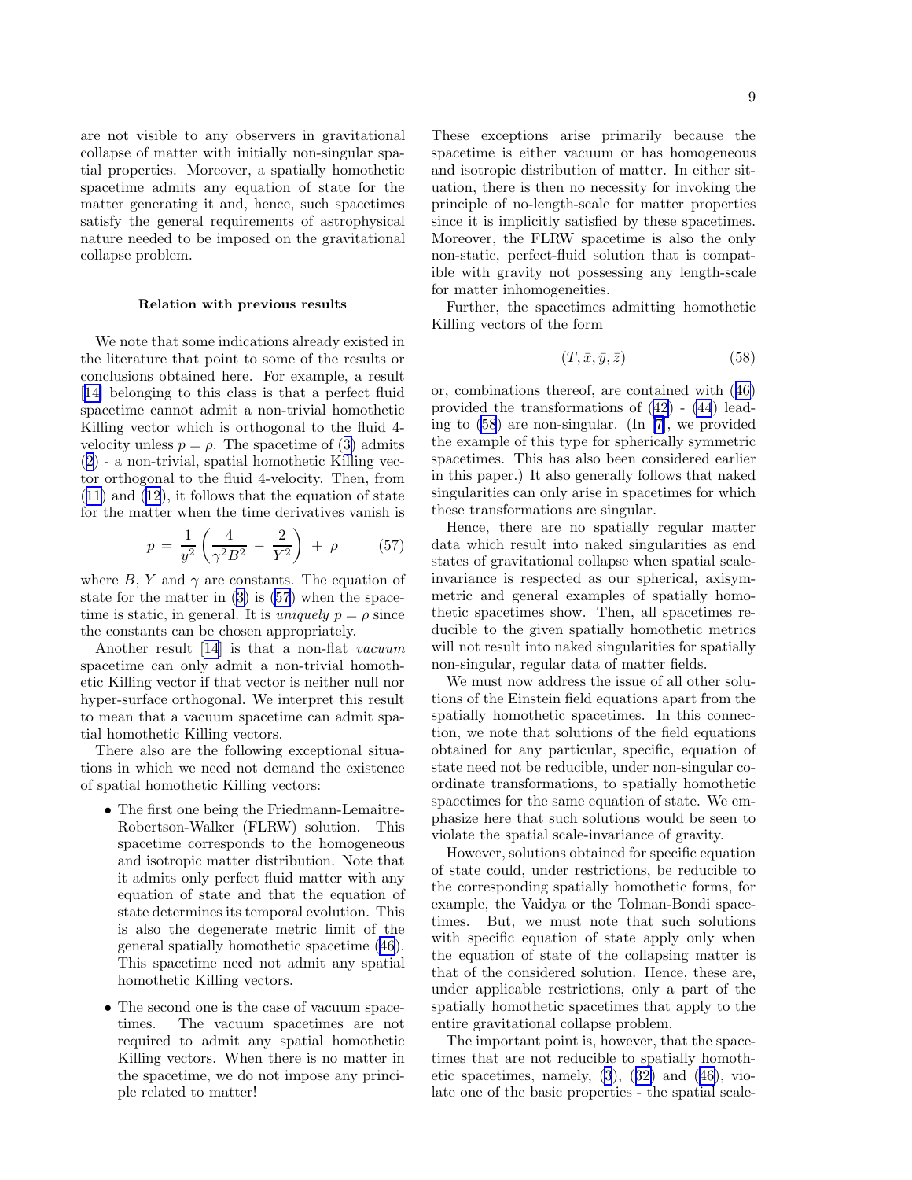are not visible to any observers in gravitational collapse of matter with initially non-singular spatial properties. Moreover, a spatially homothetic spacetime admits any equation of state for the matter generating it and, hence, such spacetimes satisfy the general requirements of astrophysical nature needed to be imposed on the gravitational collapse problem.

### Relation with previous results

We note that some indications already existed in the literature that point to some of the results or conclusions obtained here. For example, a result [14] belonging to this class is that a perfect fluid spacetime cannot admit a non-trivial homothetic Killing vector which is orthogonal to the fluid 4-velocity unless $p = \rho$. The spacetime of (3) admits (2) - a non-trivial, spatial homothetic Killing vector orthogonal to the fluid 4-velocity. Then, from (11) and (12), it follows that the equation of state for the matter when the time derivatives vanish is

$$p \;=\; \frac{1}{y^2}\left(\frac{4}{\gamma^2 B^2} \,-\, \frac{2}{Y^2}\right) \;+\; \rho \qquad (57)$$

where $B$, $Y$ and $\gamma$ are constants. The equation of state for the matter in (3) is (57) when the spacetime is static, in general. It is *uniquely* $p = \rho$ since the constants can be chosen appropriately.

Another result [14] is that a non-flat *vacuum* spacetime can only admit a non-trivial homothetic Killing vector if that vector is neither null nor hyper-surface orthogonal. We interpret this result to mean that a vacuum spacetime can admit spatial homothetic Killing vectors.

There also are the following exceptional situations in which we need not demand the existence of spatial homothetic Killing vectors:

- The first one being the Friedmann-Lemaitre-Robertson-Walker (FLRW) solution. This spacetime corresponds to the homogeneous and isotropic matter distribution. Note that it admits only perfect fluid matter with any equation of state and that the equation of state determines its temporal evolution. This is also the degenerate metric limit of the general spatially homothetic spacetime (46). This spacetime need not admit any spatial homothetic Killing vectors.

- The second one is the case of vacuum spacetimes. The vacuum spacetimes are not required to admit any spatial homothetic Killing vectors. When there is no matter in the spacetime, we do not impose any principle related to matter!

These exceptions arise primarily because the spacetime is either vacuum or has homogeneous and isotropic distribution of matter. In either situation, there is then no necessity for invoking the principle of no-length-scale for matter properties since it is implicitly satisfied by these spacetimes. Moreover, the FLRW spacetime is also the only non-static, perfect-fluid solution that is compatible with gravity not possessing any length-scale for matter inhomogeneities.

Further, the spacetimes admitting homothetic Killing vectors of the form

$$(T, \bar{x}, \bar{y}, \bar{z}) \qquad (58)$$

or, combinations thereof, are contained with (46) provided the transformations of (42) - (44) leading to (58) are non-singular. (In [7], we provided the example of this type for spherically symmetric spacetimes. This has also been considered earlier in this paper.) It also generally follows that naked singularities can only arise in spacetimes for which these transformations are singular.

Hence, there are no spatially regular matter data which result into naked singularities as end states of gravitational collapse when spatial scale-invariance is respected as our spherical, axisymmetric and general examples of spatially homothetic spacetimes show. Then, all spacetimes reducible to the given spatially homothetic metrics will not result into naked singularities for spatially non-singular, regular data of matter fields.

We must now address the issue of all other solutions of the Einstein field equations apart from the spatially homothetic spacetimes. In this connection, we note that solutions of the field equations obtained for any particular, specific, equation of state need not be reducible, under non-singular coordinate transformations, to spatially homothetic spacetimes for the same equation of state. We emphasize here that such solutions would be seen to violate the spatial scale-invariance of gravity.

However, solutions obtained for specific equation of state could, under restrictions, be reducible to the corresponding spatially homothetic forms, for example, the Vaidya or the Tolman-Bondi spacetimes. But, we must note that such solutions with specific equation of state apply only when the equation of state of the collapsing matter is that of the considered solution. Hence, these are, under applicable restrictions, only a part of the spatially homothetic spacetimes that apply to the entire gravitational collapse problem.

The important point is, however, that the spacetimes that are not reducible to spatially homothetic spacetimes, namely, (3), (32) and (46), violate one of the basic properties - the spatial scale-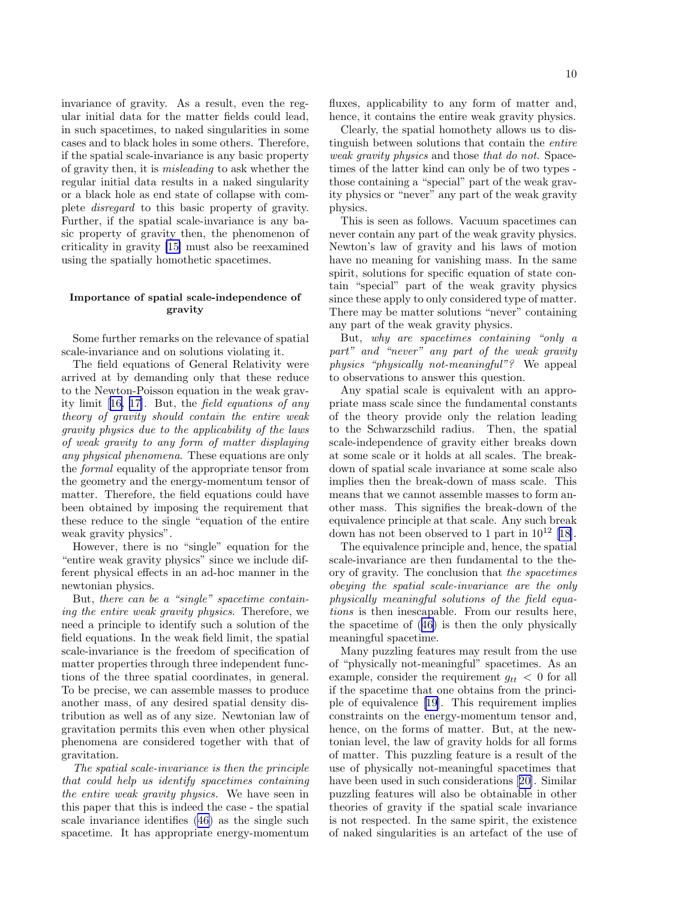invariance of gravity. As a result, even the regular initial data for the matter fields could lead, in such spacetimes, to naked singularities in some cases and to black holes in some others. Therefore, if the spatial scale-invariance is any basic property of gravity then, it is *misleading* to ask whether the regular initial data results in a naked singularity or a black hole as end state of collapse with complete *disregard* to this basic property of gravity. Further, if the spatial scale-invariance is any basic property of gravity then, the phenomenon of criticality in gravity [15] must also be reexamined using the spatially homothetic spacetimes.

### Importance of spatial scale-independence of gravity

Some further remarks on the relevance of spatial scale-invariance and on solutions violating it.

The field equations of General Relativity were arrived at by demanding only that these reduce to the Newton-Poisson equation in the weak gravity limit [16, 17]. But, the *field equations of any theory of gravity should contain the entire weak gravity physics due to the applicability of the laws of weak gravity to any form of matter displaying any physical phenomena*. These equations are only the *formal* equality of the appropriate tensor from the geometry and the energy-momentum tensor of matter. Therefore, the field equations could have been obtained by imposing the requirement that these reduce to the single "equation of the entire weak gravity physics".

However, there is no "single" equation for the "entire weak gravity physics" since we include different physical effects in an ad-hoc manner in the newtonian physics.

But, *there can be a "single" spacetime containing the entire weak gravity physics*. Therefore, we need a principle to identify such a solution of the field equations. In the weak field limit, the spatial scale-invariance is the freedom of specification of matter properties through three independent functions of the three spatial coordinates, in general. To be precise, we can assemble masses to produce another mass, of any desired spatial density distribution as well as of any size. Newtonian law of gravitation permits this even when other physical phenomena are considered together with that of gravitation.

*The spatial scale-invariance is then the principle that could help us identify spacetimes containing the entire weak gravity physics.* We have seen in this paper that this is indeed the case - the spatial scale invariance identifies (46) as the single such spacetime. It has appropriate energy-momentum fluxes, applicability to any form of matter and, hence, it contains the entire weak gravity physics.

Clearly, the spatial homothety allows us to distinguish between solutions that contain the *entire weak gravity physics* and those *that do not*. Spacetimes of the latter kind can only be of two types - those containing a "special" part of the weak gravity physics or "never" any part of the weak gravity physics.

This is seen as follows. Vacuum spacetimes can never contain any part of the weak gravity physics. Newton's law of gravity and his laws of motion have no meaning for vanishing mass. In the same spirit, solutions for specific equation of state contain "special" part of the weak gravity physics since these apply to only considered type of matter. There may be matter solutions "never" containing any part of the weak gravity physics.

But, *why are spacetimes containing "only a part" and "never" any part of the weak gravity physics "physically not-meaningful"?* We appeal to observations to answer this question.

Any spatial scale is equivalent with an appropriate mass scale since the fundamental constants of the theory provide only the relation leading to the Schwarzschild radius. Then, the spatial scale-independence of gravity either breaks down at some scale or it holds at all scales. The breakdown of spatial scale invariance at some scale also implies then the break-down of mass scale. This means that we cannot assemble masses to form another mass. This signifies the break-down of the equivalence principle at that scale. Any such break down has not been observed to 1 part in $10^{12}$ [18].

The equivalence principle and, hence, the spatial scale-invariance are then fundamental to the theory of gravity. The conclusion that *the spacetimes obeying the spatial scale-invariance are the only physically meaningful solutions of the field equations* is then inescapable. From our results here, the spacetime of (46) is then the only physically meaningful spacetime.

Many puzzling features may result from the use of "physically not-meaningful" spacetimes. As an example, consider the requirement $g_{tt} < 0$ for all if the spacetime that one obtains from the principle of equivalence [19]. This requirement implies constraints on the energy-momentum tensor and, hence, on the forms of matter. But, at the newtonian level, the law of gravity holds for all forms of matter. This puzzling feature is a result of the use of physically not-meaningful spacetimes that have been used in such considerations [20]. Similar puzzling features will also be obtainable in other theories of gravity if the spatial scale invariance is not respected. In the same spirit, the existence of naked singularities is an artefact of the use of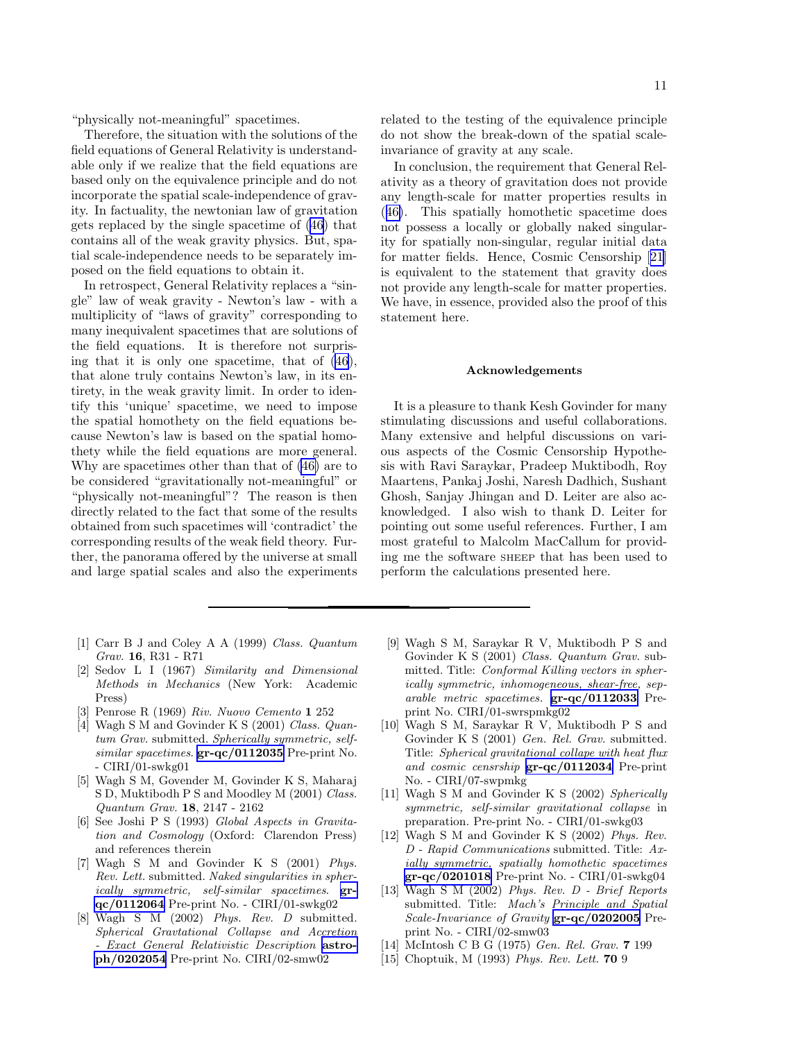"physically not-meaningful" spacetimes.

Therefore, the situation with the solutions of the field equations of General Relativity is understandable only if we realize that the field equations are based only on the equivalence principle and do not incorporate the spatial scale-independence of gravity. In factuality, the newtonian law of gravitation gets replaced by the single spacetime of (46) that contains all of the weak gravity physics. But, spatial scale-independence needs to be separately imposed on the field equations to obtain it.

In retrospect, General Relativity replaces a "single" law of weak gravity - Newton's law - with a multiplicity of "laws of gravity" corresponding to many inequivalent spacetimes that are solutions of the field equations. It is therefore not surprising that it is only one spacetime, that of (46), that alone truly contains Newton's law, in its entirety, in the weak gravity limit. In order to identify this 'unique' spacetime, we need to impose the spatial homothety on the field equations because Newton's law is based on the spatial homothety while the field equations are more general. Why are spacetimes other than that of (46) are to be considered "gravitationally not-meaningful" or "physically not-meaningful"? The reason is then directly related to the fact that some of the results obtained from such spacetimes will 'contradict' the corresponding results of the weak field theory. Further, the panorama offered by the universe at small and large spatial scales and also the experiments related to the testing of the equivalence principle do not show the break-down of the spatial scale-invariance of gravity at any scale.

In conclusion, the requirement that General Relativity as a theory of gravitation does not provide any length-scale for matter properties results in (46). This spatially homothetic spacetime does not possess a locally or globally naked singularity for spatially non-singular, regular initial data for matter fields. Hence, Cosmic Censorship [21] is equivalent to the statement that gravity does not provide any length-scale for matter properties. We have, in essence, provided also the proof of this statement here.

## Acknowledgements

It is a pleasure to thank Kesh Govinder for many stimulating discussions and useful collaborations. Many extensive and helpful discussions on various aspects of the Cosmic Censorship Hypothesis with Ravi Saraykar, Pradeep Muktibodh, Roy Maartens, Pankaj Joshi, Naresh Dadhich, Sushant Ghosh, Sanjay Jhingan and D. Leiter are also acknowledged. I also wish to thank D. Leiter for pointing out some useful references. Further, I am most grateful to Malcolm MacCallum for providing me the software SHEEP that has been used to perform the calculations presented here.

---

[1] Carr B J and Coley A A (1999) *Class. Quantum Grav.* **16**, R31 - R71

[2] Sedov L I (1967) *Similarity and Dimensional Methods in Mechanics* (New York: Academic Press)

[3] Penrose R (1969) *Riv. Nuovo Cemento* **1** 252

[4] Wagh S M and Govinder K S (2001) *Class. Quantum Grav.* submitted. *Spherically symmetric, self-similar spacetimes.* **gr-qc/0112035** Pre-print No. - CIRI/01-swkg01

[5] Wagh S M, Govender M, Govinder K S, Maharaj S D, Muktibodh P S and Moodley M (2001) *Class. Quantum Grav.* **18**, 2147 - 2162

[6] See Joshi P S (1993) *Global Aspects in Gravitation and Cosmology* (Oxford: Clarendon Press) and references therein

[7] Wagh S M and Govinder K S (2001) *Phys. Rev. Lett.* submitted. *Naked singularities in spherically symmetric, self-similar spacetimes.* **gr-qc/0112064** Pre-print No. - CIRI/01-swkg02

[8] Wagh S M (2002) *Phys. Rev. D* submitted. *Spherical Gravtational Collapse and Accretion - Exact General Relativistic Description* **astro-ph/0202054** Pre-print No. CIRI/02-smw02

[9] Wagh S M, Saraykar R V, Muktibodh P S and Govinder K S (2001) *Class. Quantum Grav.* submitted. Title: *Conformal Killing vectors in spherically symmetric, inhomogeneous, shear-free, separable metric spacetimes.* **gr-qc/0112033** Preprint No. CIRI/01-swrspmkg02

[10] Wagh S M, Saraykar R V, Muktibodh P S and Govinder K S (2001) *Gen. Rel. Grav.* submitted. Title: *Spherical gravitational collape with heat flux and cosmic censrship* **gr-qc/0112034** Pre-print No. - CIRI/07-swpmkg

[11] Wagh S M and Govinder K S (2002) *Spherically symmetric, self-similar gravitational collapse* in preparation. Pre-print No. - CIRI/01-swkg03

[12] Wagh S M and Govinder K S (2002) *Phys. Rev. D - Rapid Communications* submitted. Title: *Axially symmetric, spatially homothetic spacetimes* **gr-qc/0201018** Pre-print No. - CIRI/01-swkg04

[13] Wagh S M (2002) *Phys. Rev. D - Brief Reports* submitted. Title: *Mach's Principle and Spatial Scale-Invariance of Gravity* **gr-qc/0202005** Preprint No. - CIRI/02-smw03

[14] McIntosh C B G (1975) *Gen. Rel. Grav.* **7** 199

[15] Choptuik, M (1993) *Phys. Rev. Lett.* **70** 9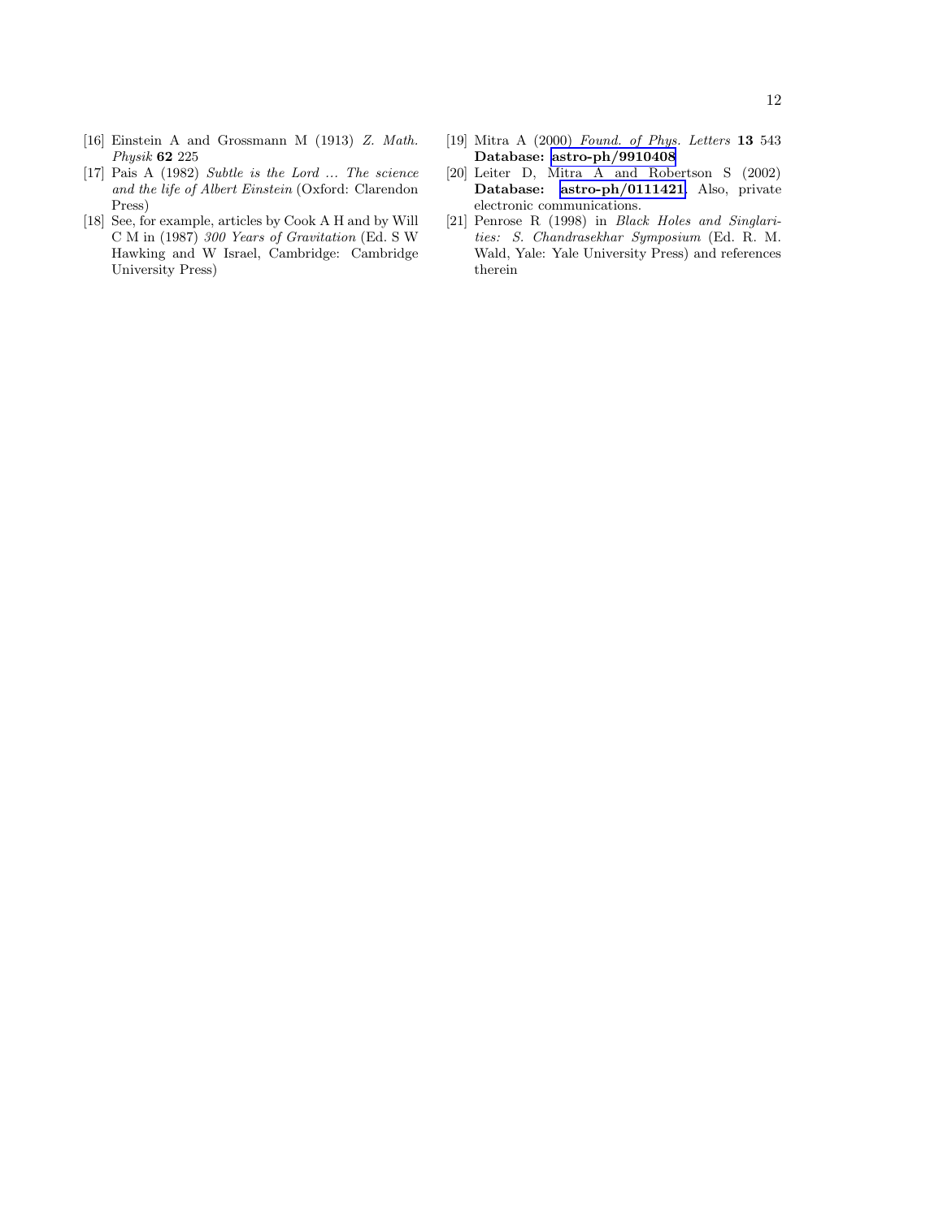[16] Einstein A and Grossmann M (1913) *Z. Math. Physik* **62** 225

[17] Pais A (1982) *Subtle is the Lord ... The science and the life of Albert Einstein* (Oxford: Clarendon Press)

[18] See, for example, articles by Cook A H and by Will C M in (1987) *300 Years of Gravitation* (Ed. S W Hawking and W Israel, Cambridge: Cambridge University Press)

[19] Mitra A (2000) *Found. of Phys. Letters* **13** 543 **Database: astro-ph/9910408**

[20] Leiter D, Mitra A and Robertson S (2002) **Database: astro-ph/0111421**. Also, private electronic communications.

[21] Penrose R (1998) in *Black Holes and Singlarities: S. Chandrasekhar Symposium* (Ed. R. M. Wald, Yale: Yale University Press) and references therein